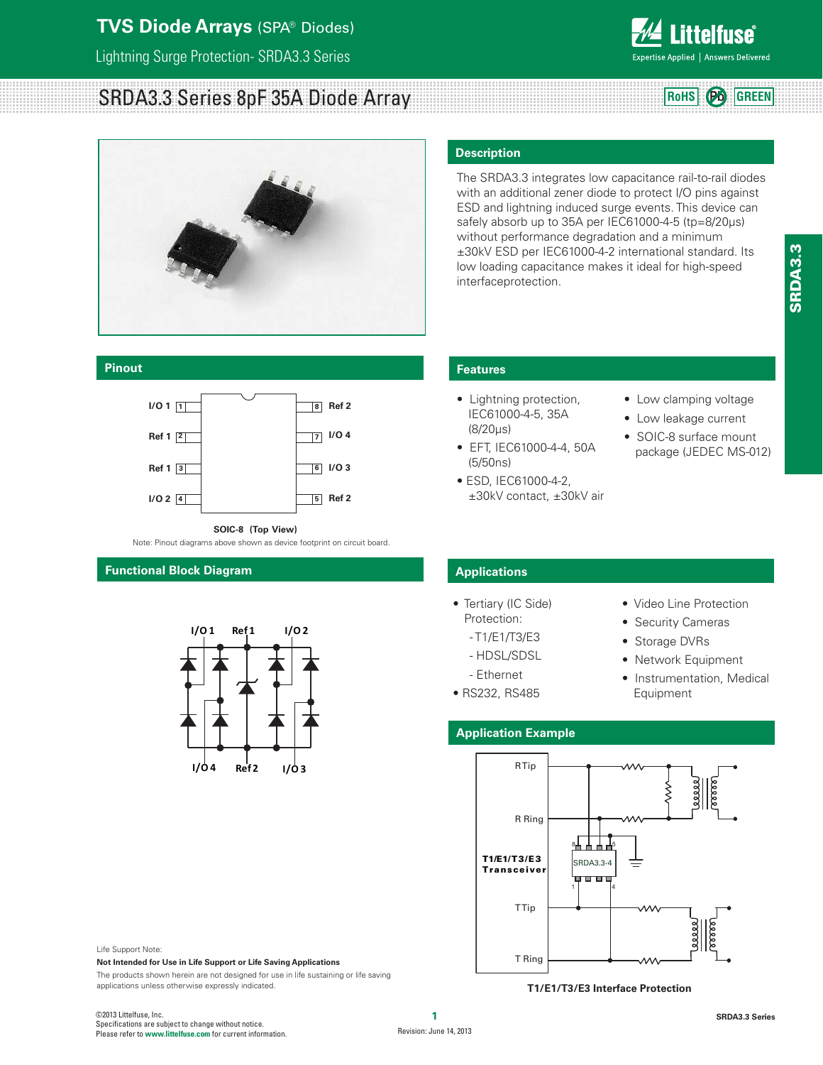# TVS Diode Arrays (SPA® Diodes)

Lightning Surge Protection- SRDA3.3 Series

## SRDA3.3 Series 8pF 35A Diode Array

RoHS | Pb | GREEN

## Description

The SRDA3.3 integrates low capacitance rail-to-rail diodes with an additional zener diode to protect I/O pins against ESD and lightning induced surge events. This device can safely absorb up to 35A per IEC61000-4-5 (tp=8/20μs) without performance degradation and a minimum ±30kV ESD per IEC61000-4-2 international standard. Its low loading capacitance makes it ideal for high-speed interfaceprotection.

## Pinout

| Pin | Name | Pin | Name |
|---|---|---|---|
| 1 | I/O 1 | 8 | Ref 2 |
| 2 | Ref 1 | 7 | I/O 4 |
| 3 | Ref 1 | 6 | I/O 3 |
| 4 | I/O 2 | 5 | Ref 2 |

SOIC-8 (Top View)

Note: Pinout diagrams above shown as device footprint on circuit board.

## Features

- Lightning protection, IEC61000-4-5, 35A (8/20μs)
- EFT, IEC61000-4-4, 50A (5/50ns)
- ESD, IEC61000-4-2, ±30kV contact, ±30kV air
- Low clamping voltage
- Low leakage current
- SOIC-8 surface mount package (JEDEC MS-012)

## Functional Block Diagram

I/O 1, Ref 1, I/O 2, I/O 4, Ref 2, I/O 3

## Applications

- Tertiary (IC Side) Protection:
  - T1/E1/T3/E3
  - HDSL/SDSL
  - Ethernet
- RS232, RS485
- Video Line Protection
- Security Cameras
- Storage DVRs
- Network Equipment
- Instrumentation, Medical Equipment

## Application Example

RTip, R Ring, T1/E1/T3/E3 Transceiver, SRDA3.3-4, TTip, T Ring

T1/E1/T3/E3 Interface Protection

Life Support Note:

**Not Intended for Use in Life Support or Life Saving Applications**

The products shown herein are not designed for use in life sustaining or life saving applications unless otherwise expressly indicated.

©2013 Littelfuse, Inc.
Specifications are subject to change without notice.
Please refer to www.littelfuse.com for current information.

Revision: June 14, 2013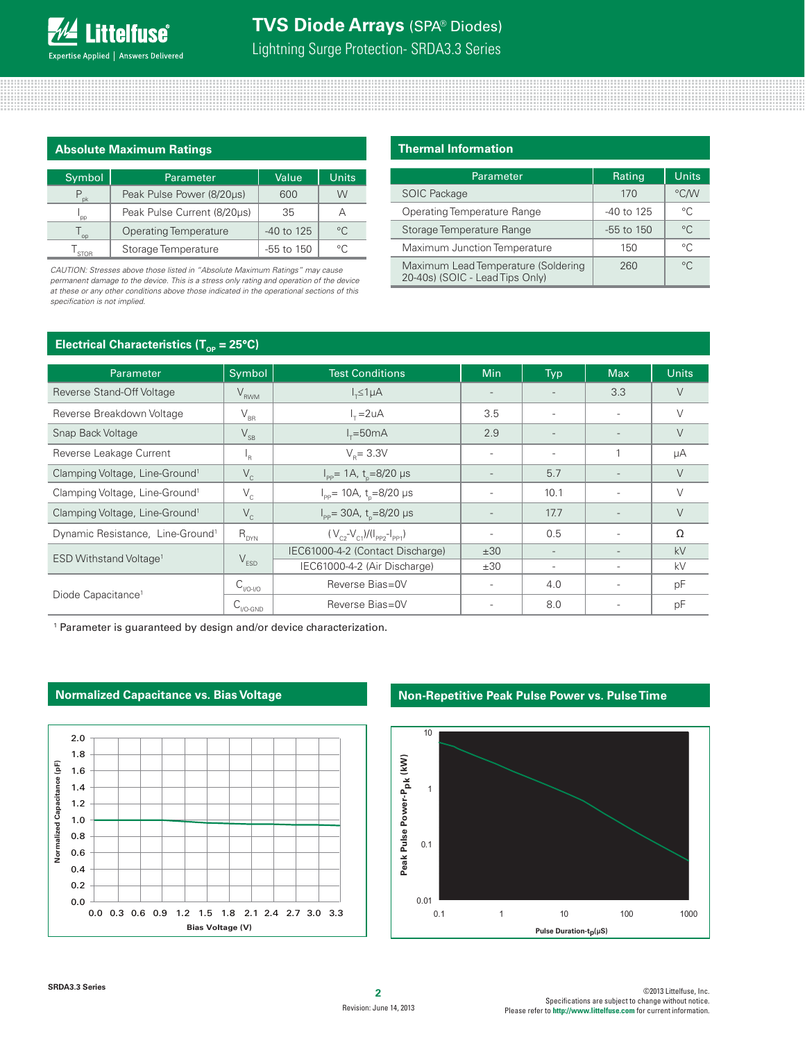## Absolute Maximum Ratings

| Symbol | Parameter | Value | Units |
|---|---|---|---|
| $P_{pk}$ | Peak Pulse Power (8/20μs) | 600 | W |
| $I_{pp}$ | Peak Pulse Current (8/20μs) | 35 | A |
| $T_{op}$ | Operating Temperature | -40 to 125 | °C |
| $T_{STOR}$ | Storage Temperature | -55 to 150 | °C |

*CAUTION: Stresses above those listed in "Absolute Maximum Ratings" may cause permanent damage to the device. This is a stress only rating and operation of the device at these or any other conditions above those indicated in the operational sections of this specification is not implied.*

## Thermal Information

| Parameter | Rating | Units |
|---|---|---|
| SOIC Package | 170 | °C/W |
| Operating Temperature Range | -40 to 125 | °C |
| Storage Temperature Range | -55 to 150 | °C |
| Maximum Junction Temperature | 150 | °C |
| Maximum Lead Temperature (Soldering 20-40s) (SOIC - Lead Tips Only) | 260 | °C |

## Electrical Characteristics ($T_{OP}$ = 25°C)

| Parameter | Symbol | Test Conditions | Min | Typ | Max | Units |
|---|---|---|---|---|---|---|
| Reverse Stand-Off Voltage | $V_{RWM}$ | $I_T \leq 1\mu A$ | - | - | 3.3 | V |
| Reverse Breakdown Voltage | $V_{BR}$ | $I_T$ =2uA | 3.5 | - | - | V |
| Snap Back Voltage | $V_{SB}$ | $I_T$=50mA | 2.9 | - | - | V |
| Reverse Leakage Current | $I_R$ | $V_R$= 3.3V | - | - | 1 | μA |
| Clamping Voltage, Line-Ground[1] | $V_C$ | $I_{PP}$= 1A, $t_p$=8/20 μs | - | 5.7 | - | V |
| Clamping Voltage, Line-Ground[1] | $V_C$ | $I_{PP}$= 10A, $t_p$=8/20 μs | - | 10.1 | - | V |
| Clamping Voltage, Line-Ground[1] | $V_C$ | $I_{PP}$= 30A, $t_p$=8/20 μs | - | 17.7 | - | V |
| Dynamic Resistance, Line-Ground[1] | $R_{DYN}$ | $(V_{C2}-V_{C1})/(I_{PP2}-I_{PP1})$ | - | 0.5 | - | Ω |
| ESD Withstand Voltage[1] | $V_{ESD}$ | IEC61000-4-2 (Contact Discharge) | ±30 | - | - | kV |
| | | IEC61000-4-2 (Air Discharge) | ±30 | - | - | kV |
| Diode Capacitance[1] | $C_{I/O-I/O}$ | Reverse Bias=0V | - | 4.0 | - | pF |
| | $C_{I/O-GND}$ | Reverse Bias=0V | - | 8.0 | - | pF |

[1] Parameter is guaranteed by design and/or device characterization.

## Normalized Capacitance vs. Bias Voltage

## Non-Repetitive Peak Pulse Power vs. Pulse Time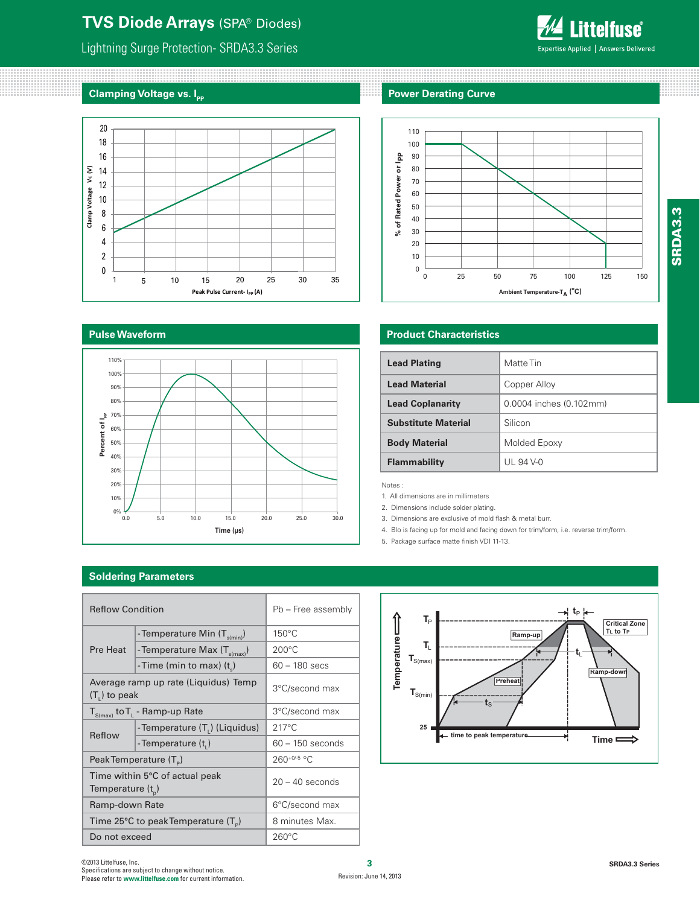## Clamping Voltage vs. $I_{PP}$

## Power Derating Curve

## Pulse Waveform

## Product Characteristics

| | |
|---|---|
| **Lead Plating** | Matte Tin |
| **Lead Material** | Copper Alloy |
| **Lead Coplanarity** | 0.0004 inches (0.102mm) |
| **Substitute Material** | Silicon |
| **Body Material** | Molded Epoxy |
| **Flammability** | UL 94 V-0 |

Notes :

1. All dimensions are in millimeters
2. Dimensions include solder plating.
3. Dimensions are exclusive of mold flash & metal burr.
4. Blo is facing up for mold and facing down for trim/form, i.e. reverse trim/form.
5. Package surface matte finish VDI 11-13.

## Soldering Parameters

| Reflow Condition | | Pb – Free assembly |
|---|---|---|
| Pre Heat | -Temperature Min ($T_{s(min)}$) | 150°C |
| | -Temperature Max ($T_{s(max)}$) | 200°C |
| | -Time (min to max) ($t_s$) | 60 – 180 secs |
| Average ramp up rate (Liquidus) Temp ($T_L$) to peak | | 3°C/second max |
| $T_{S(max)}$ to $T_L$ - Ramp-up Rate | | 3°C/second max |
| Reflow | -Temperature ($T_L$) (Liquidus) | 217°C |
| | -Temperature ($t_L$) | 60 – 150 seconds |
| Peak Temperature ($T_P$) | | $260^{+0/-5}$ °C |
| Time within 5°C of actual peak Temperature ($t_p$) | | 20 – 40 seconds |
| Ramp-down Rate | | 6°C/second max |
| Time 25°C to peak Temperature ($T_P$) | | 8 minutes Max. |
| Do not exceed | | 260°C |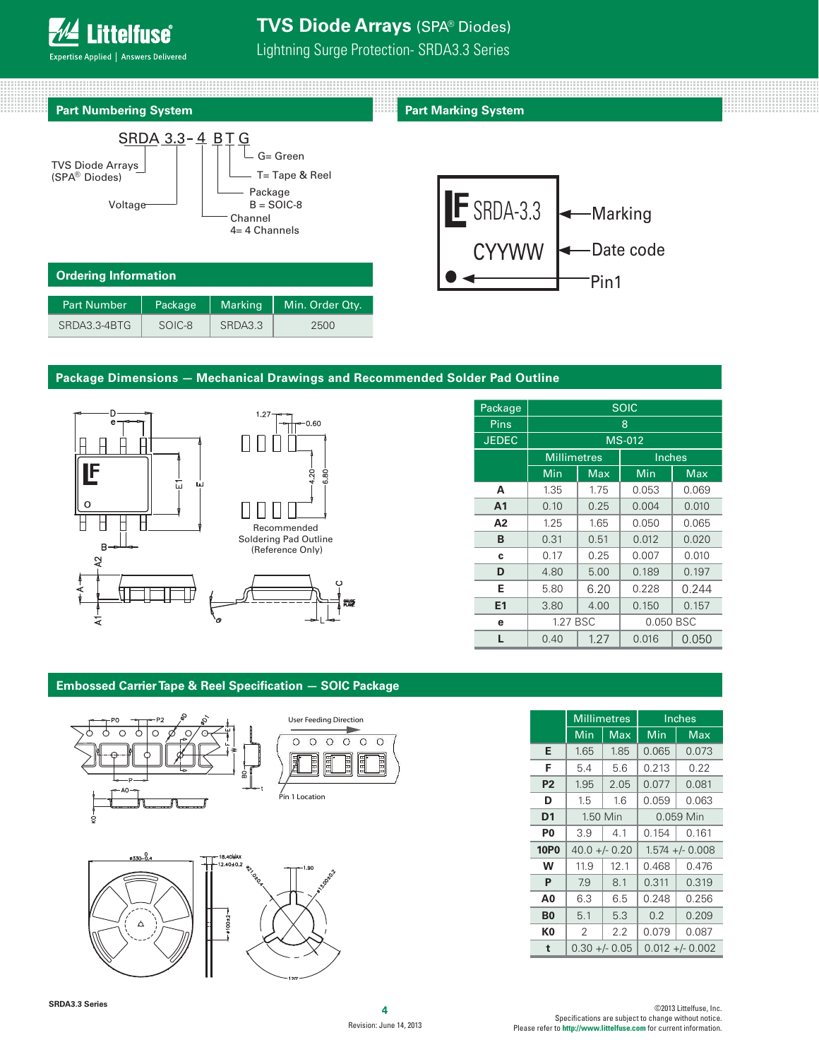## Part Numbering System

SRDA 3.3 - 4 B T G

- TVS Diode Arrays (SPA® Diodes)
- Voltage
- Channel: 4= 4 Channels
- Package: B = SOIC-8
- T= Tape & Reel
- G= Green

## Part Marking System

SRDA-3.3 — Marking

CYYWW — Date code

Pin1

## Ordering Information

| Part Number | Package | Marking | Min. Order Qty. |
|---|---|---|---|
| SRDA3.3-4BTG | SOIC-8 | SRDA3.3 | 2500 |

## Package Dimensions — Mechanical Drawings and Recommended Solder Pad Outline

Recommended Soldering Pad Outline (Reference Only)

1.27
0.60
4.20
6.80

| Package | SOIC | | | |
|---|---|---|---|---|
| Pins | 8 | | | |
| JEDEC | MS-012 | | | |
| | Millimetres | | Inches | |
| | Min | Max | Min | Max |
| A | 1.35 | 1.75 | 0.053 | 0.069 |
| A1 | 0.10 | 0.25 | 0.004 | 0.010 |
| A2 | 1.25 | 1.65 | 0.050 | 0.065 |
| B | 0.31 | 0.51 | 0.012 | 0.020 |
| c | 0.17 | 0.25 | 0.007 | 0.010 |
| D | 4.80 | 5.00 | 0.189 | 0.197 |
| E | 5.80 | 6.20 | 0.228 | 0.244 |
| E1 | 3.80 | 4.00 | 0.150 | 0.157 |
| e | 1.27 BSC | | 0.050 BSC | |
| L | 0.40 | 1.27 | 0.016 | 0.050 |

## Embossed Carrier Tape & Reel Specification — SOIC Package

User Feeding Direction

Pin 1 Location

| | Millimetres | | Inches | |
|---|---|---|---|---|
| | Min | Max | Min | Max |
| E | 1.65 | 1.85 | 0.065 | 0.073 |
| F | 5.4 | 5.6 | 0.213 | 0.22 |
| P2 | 1.95 | 2.05 | 0.077 | 0.081 |
| D | 1.5 | 1.6 | 0.059 | 0.063 |
| D1 | 1.50 Min | | 0.059 Min | |
| P0 | 3.9 | 4.1 | 0.154 | 0.161 |
| 10P0 | 40.0 +/- 0.20 | | 1.574 +/- 0.008 | |
| W | 11.9 | 12.1 | 0.468 | 0.476 |
| P | 7.9 | 8.1 | 0.311 | 0.319 |
| A0 | 6.3 | 6.5 | 0.248 | 0.256 |
| B0 | 5.1 | 5.3 | 0.2 | 0.209 |
| K0 | 2 | 2.2 | 0.079 | 0.087 |
| t | 0.30 +/- 0.05 | | 0.012 +/- 0.002 | |

Revision: June 14, 2013

©2013 Littelfuse, Inc.
Specifications are subject to change without notice.
Please refer to http://www.littelfuse.com for current information.